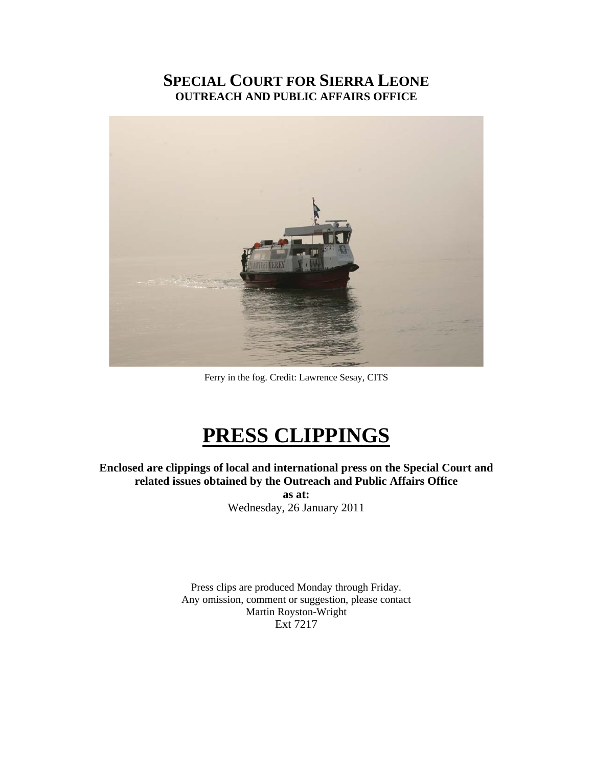# SPECIAL COURT FOR SIERRA LEONE

## OUTREACH AND PUBLIC AFFAIRS OFFICE

Ferry in the fog. Credit: Lawrence Sesay, CITS

# PRESS CLIPPINGS

**Enclosed are clippings of local and international press on the Special Court and related issues obtained by the Outreach and Public Affairs Office as at:**

Wednesday, 26 January 2011

Press clips are produced Monday through Friday.
Any omission, comment or suggestion, please contact
Martin Royston-Wright
Ext 7217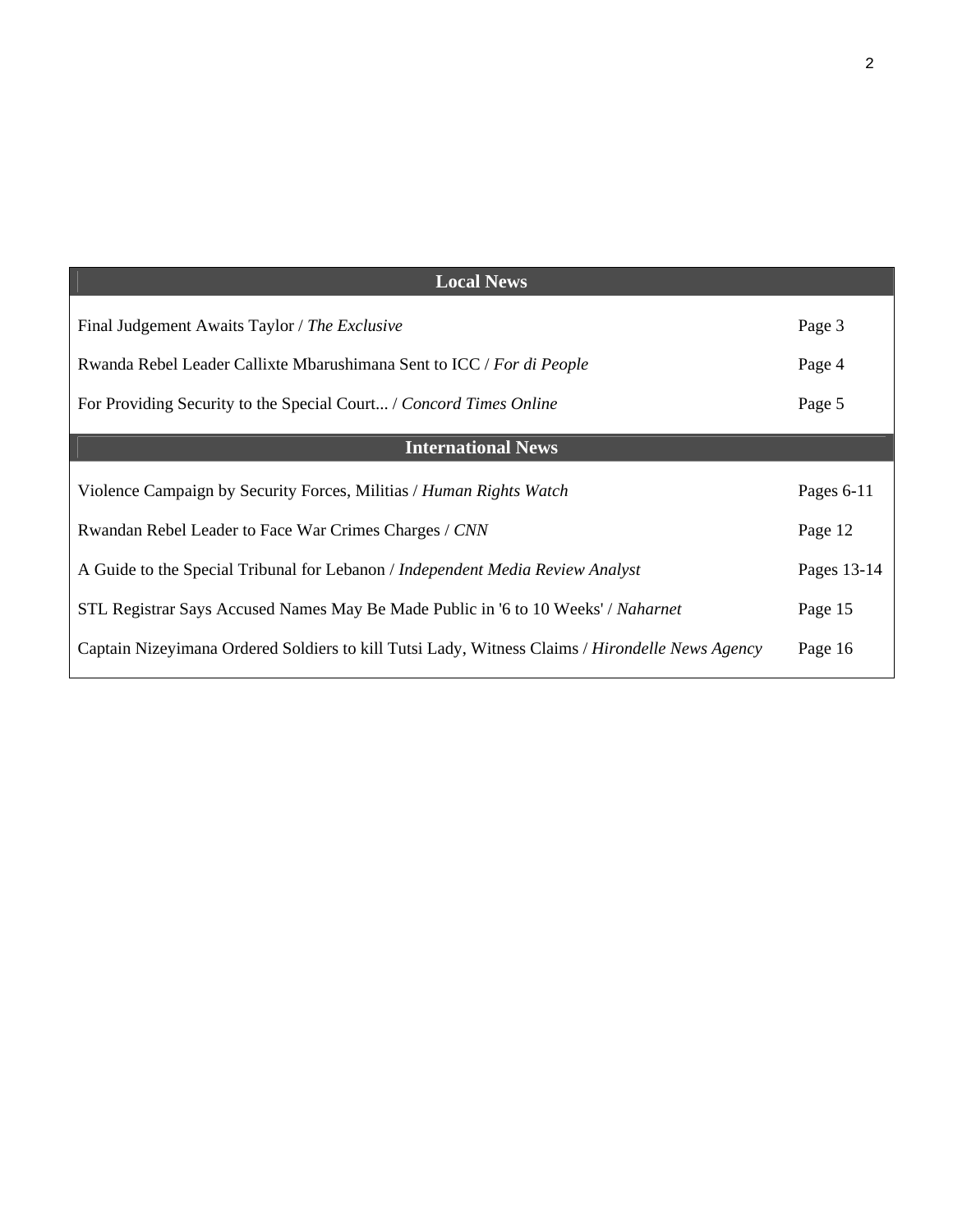## Local News

| | |
|---|---|
| Final Judgement Awaits Taylor / *The Exclusive* | Page 3 |
| Rwanda Rebel Leader Callixte Mbarushimana Sent to ICC / *For di People* | Page 4 |
| For Providing Security to the Special Court... / *Concord Times Online* | Page 5 |

## International News

| | |
|---|---|
| Violence Campaign by Security Forces, Militias / *Human Rights Watch* | Pages 6-11 |
| Rwandan Rebel Leader to Face War Crimes Charges / *CNN* | Page 12 |
| A Guide to the Special Tribunal for Lebanon / *Independent Media Review Analyst* | Pages 13-14 |
| STL Registrar Says Accused Names May Be Made Public in '6 to 10 Weeks' / *Naharnet* | Page 15 |
| Captain Nizeyimana Ordered Soldiers to kill Tutsi Lady, Witness Claims / *Hirondelle News Agency* | Page 16 |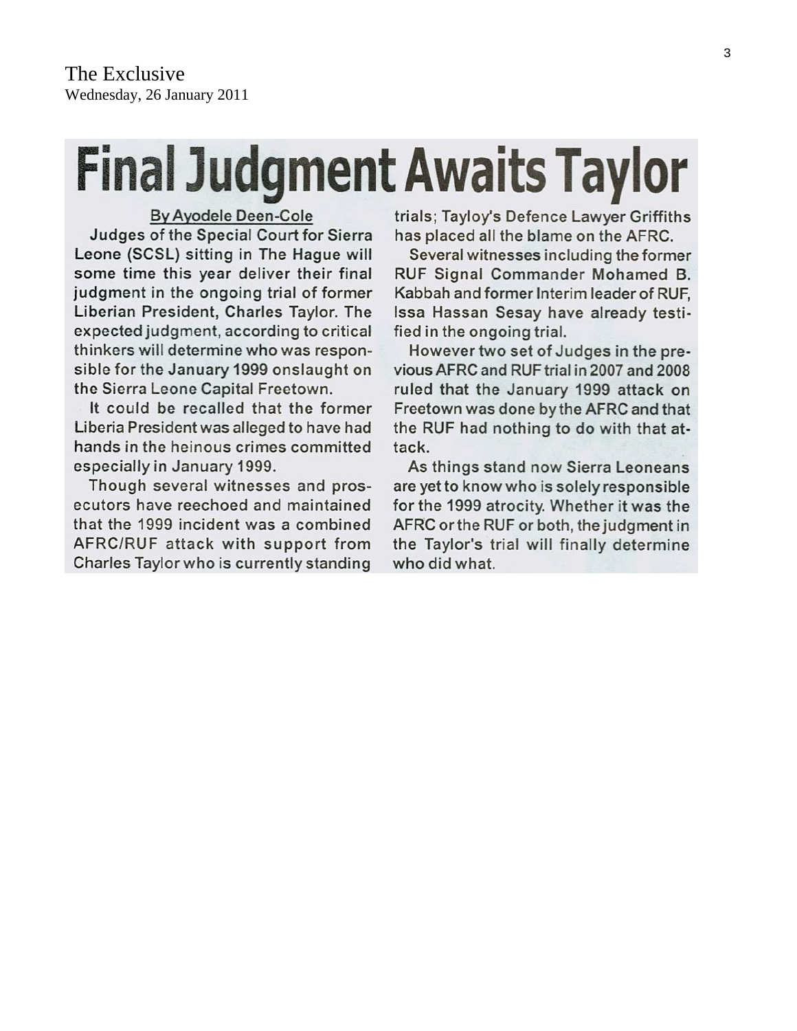The Exclusive
Wednesday, 26 January 2011

# Final Judgment Awaits Taylor

By Ayodele Deen-Cole

Judges of the Special Court for Sierra Leone (SCSL) sitting in The Hague will some time this year deliver their final judgment in the ongoing trial of former Liberian President, Charles Taylor. The expected judgment, according to critical thinkers will determine who was responsible for the January 1999 onslaught on the Sierra Leone Capital Freetown.

It could be recalled that the former Liberia President was alleged to have had hands in the heinous crimes committed especially in January 1999.

Though several witnesses and prosecutors have reechoed and maintained that the 1999 incident was a combined AFRC/RUF attack with support from Charles Taylor who is currently standing trials; Tayloy's Defence Lawyer Griffiths has placed all the blame on the AFRC.

Several witnesses including the former RUF Signal Commander Mohamed B. Kabbah and former Interim leader of RUF, Issa Hassan Sesay have already testified in the ongoing trial.

However two set of Judges in the previous AFRC and RUF trial in 2007 and 2008 ruled that the January 1999 attack on Freetown was done by the AFRC and that the RUF had nothing to do with that attack.

As things stand now Sierra Leoneans are yet to know who is solely responsible for the 1999 atrocity. Whether it was the AFRC or the RUF or both, the judgment in the Taylor's trial will finally determine who did what.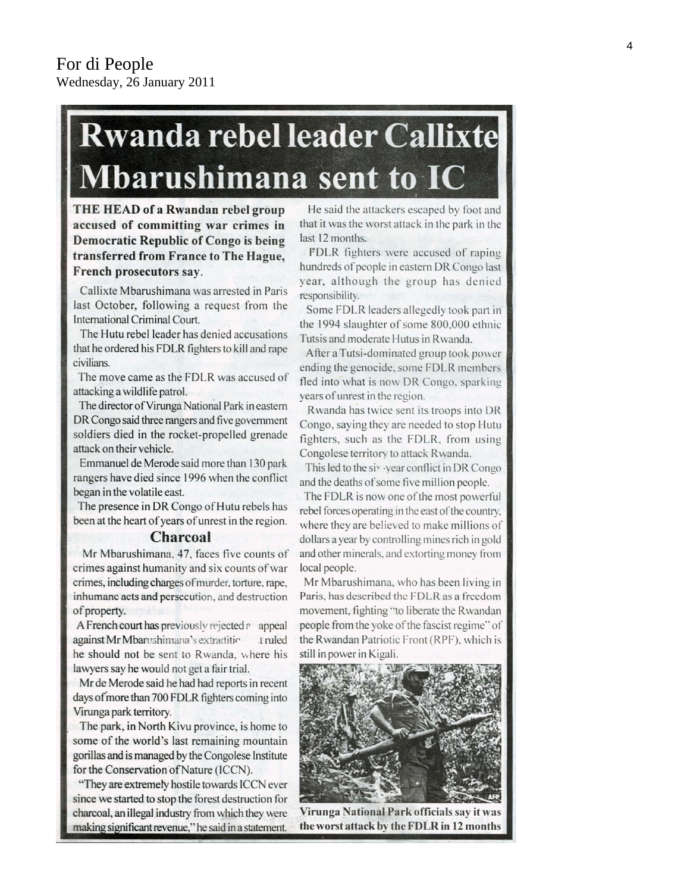For di People
Wednesday, 26 January 2011

# Rwanda rebel leader Callixte Mbarushimana sent to IC

**THE HEAD of a Rwandan rebel group accused of committing war crimes in Democratic Republic of Congo is being transferred from France to The Hague, French prosecutors say.**

Callixte Mbarushimana was arrested in Paris last October, following a request from the International Criminal Court.

The Hutu rebel leader has denied accusations that he ordered his FDLR fighters to kill and rape civilians.

The move came as the FDLR was accused of attacking a wildlife patrol.

The director of Virunga National Park in eastern DR Congo said three rangers and five government soldiers died in the rocket-propelled grenade attack on their vehicle.

Emmanuel de Merode said more than 130 park rangers have died since 1996 when the conflict began in the volatile east.

The presence in DR Congo of Hutu rebels has been at the heart of years of unrest in the region.

## Charcoal

Mr Mbarushimana, 47, faces five counts of crimes against humanity and six counts of war crimes, including charges of murder, torture, rape, inhumane acts and persecution, and destruction of property.

A French court has previously rejected a appeal against Mr Mbarushimana's extraditic t ruled he should not be sent to Rwanda, where his lawyers say he would not get a fair trial.

Mr de Merode said he had had reports in recent days of more than 700 FDLR fighters coming into Virunga park territory.

The park, in North Kivu province, is home to some of the world's last remaining mountain gorillas and is managed by the Congolese Institute for the Conservation of Nature (ICCN).

"They are extremely hostile towards ICCN ever since we started to stop the forest destruction for charcoal, an illegal industry from which they were making significant revenue," he said in a statement.

He said the attackers escaped by foot and that it was the worst attack in the park in the last 12 months.

FDLR fighters were accused of raping hundreds of people in eastern DR Congo last year, although the group has denied responsibility.

Some FDLR leaders allegedly took part in the 1994 slaughter of some 800,000 ethnic Tutsis and moderate Hutus in Rwanda.

After a Tutsi-dominated group took power ending the genocide, some FDLR members fled into what is now DR Congo, sparking years of unrest in the region.

Rwanda has twice sent its troops into DR Congo, saying they are needed to stop Hutu fighters, such as the FDLR, from using Congolese territory to attack Rwanda.

This led to the six-year conflict in DR Congo and the deaths of some five million people.

The FDLR is now one of the most powerful rebel forces operating in the east of the country, where they are believed to make millions of dollars a year by controlling mines rich in gold and other minerals, and extorting money from local people.

Mr Mbarushimana, who has been living in Paris, has described the FDLR as a freedom movement, fighting "to liberate the Rwandan people from the yoke of the fascist regime" of the Rwandan Patriotic Front (RPF), which is still in power in Kigali.

AFP

**Virunga National Park officials say it was the worst attack by the FDLR in 12 months**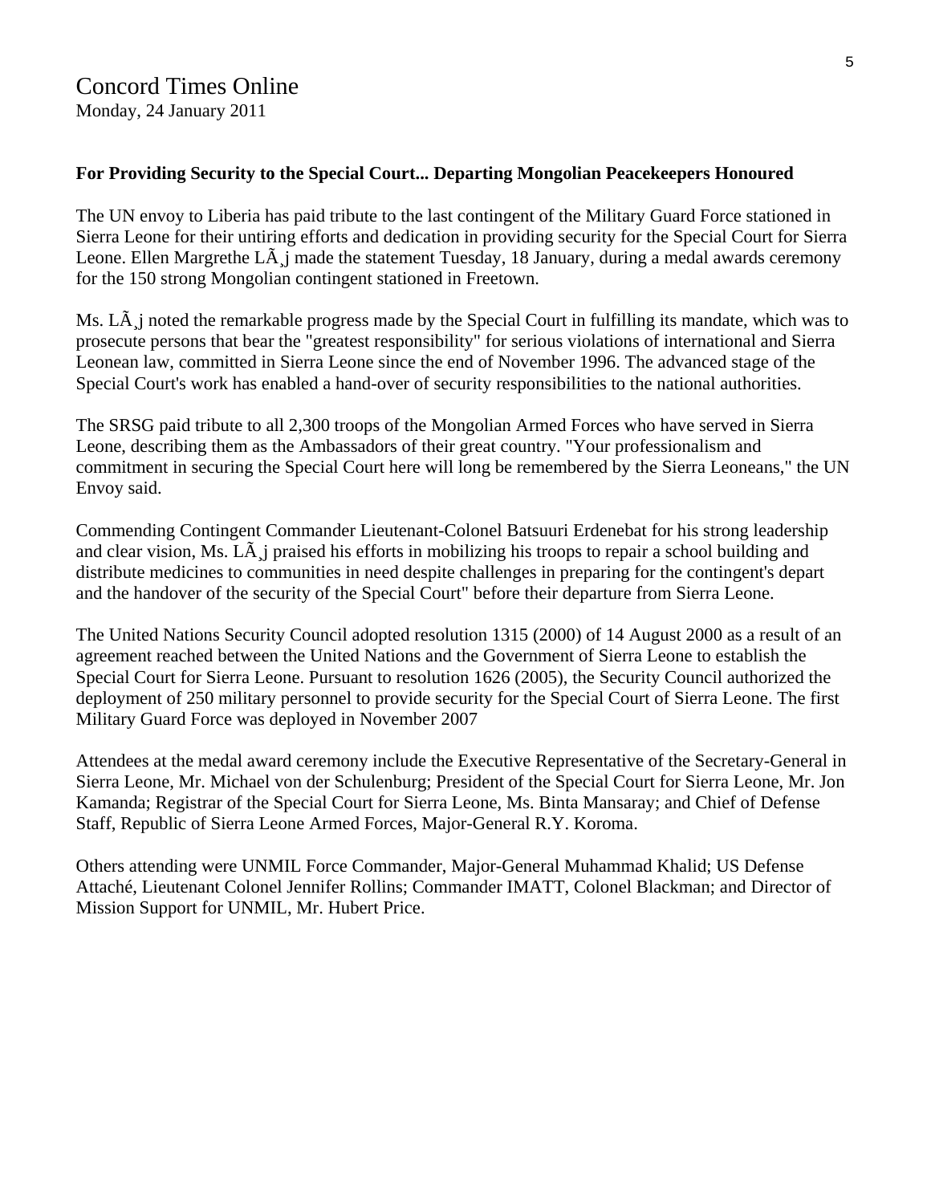# Concord Times Online

Monday, 24 January 2011

**For Providing Security to the Special Court... Departing Mongolian Peacekeepers Honoured**

The UN envoy to Liberia has paid tribute to the last contingent of the Military Guard Force stationed in Sierra Leone for their untiring efforts and dedication in providing security for the Special Court for Sierra Leone. Ellen Margrethe LÃ¸j made the statement Tuesday, 18 January, during a medal awards ceremony for the 150 strong Mongolian contingent stationed in Freetown.

Ms. LÃ¸j noted the remarkable progress made by the Special Court in fulfilling its mandate, which was to prosecute persons that bear the "greatest responsibility" for serious violations of international and Sierra Leonean law, committed in Sierra Leone since the end of November 1996. The advanced stage of the Special Court's work has enabled a hand-over of security responsibilities to the national authorities.

The SRSG paid tribute to all 2,300 troops of the Mongolian Armed Forces who have served in Sierra Leone, describing them as the Ambassadors of their great country. "Your professionalism and commitment in securing the Special Court here will long be remembered by the Sierra Leoneans," the UN Envoy said.

Commending Contingent Commander Lieutenant-Colonel Batsuuri Erdenebat for his strong leadership and clear vision, Ms. LÃ¸j praised his efforts in mobilizing his troops to repair a school building and distribute medicines to communities in need despite challenges in preparing for the contingent's depart and the handover of the security of the Special Court" before their departure from Sierra Leone.

The United Nations Security Council adopted resolution 1315 (2000) of 14 August 2000 as a result of an agreement reached between the United Nations and the Government of Sierra Leone to establish the Special Court for Sierra Leone. Pursuant to resolution 1626 (2005), the Security Council authorized the deployment of 250 military personnel to provide security for the Special Court of Sierra Leone. The first Military Guard Force was deployed in November 2007

Attendees at the medal award ceremony include the Executive Representative of the Secretary-General in Sierra Leone, Mr. Michael von der Schulenburg; President of the Special Court for Sierra Leone, Mr. Jon Kamanda; Registrar of the Special Court for Sierra Leone, Ms. Binta Mansaray; and Chief of Defense Staff, Republic of Sierra Leone Armed Forces, Major-General R.Y. Koroma.

Others attending were UNMIL Force Commander, Major-General Muhammad Khalid; US Defense Attaché, Lieutenant Colonel Jennifer Rollins; Commander IMATT, Colonel Blackman; and Director of Mission Support for UNMIL, Mr. Hubert Price.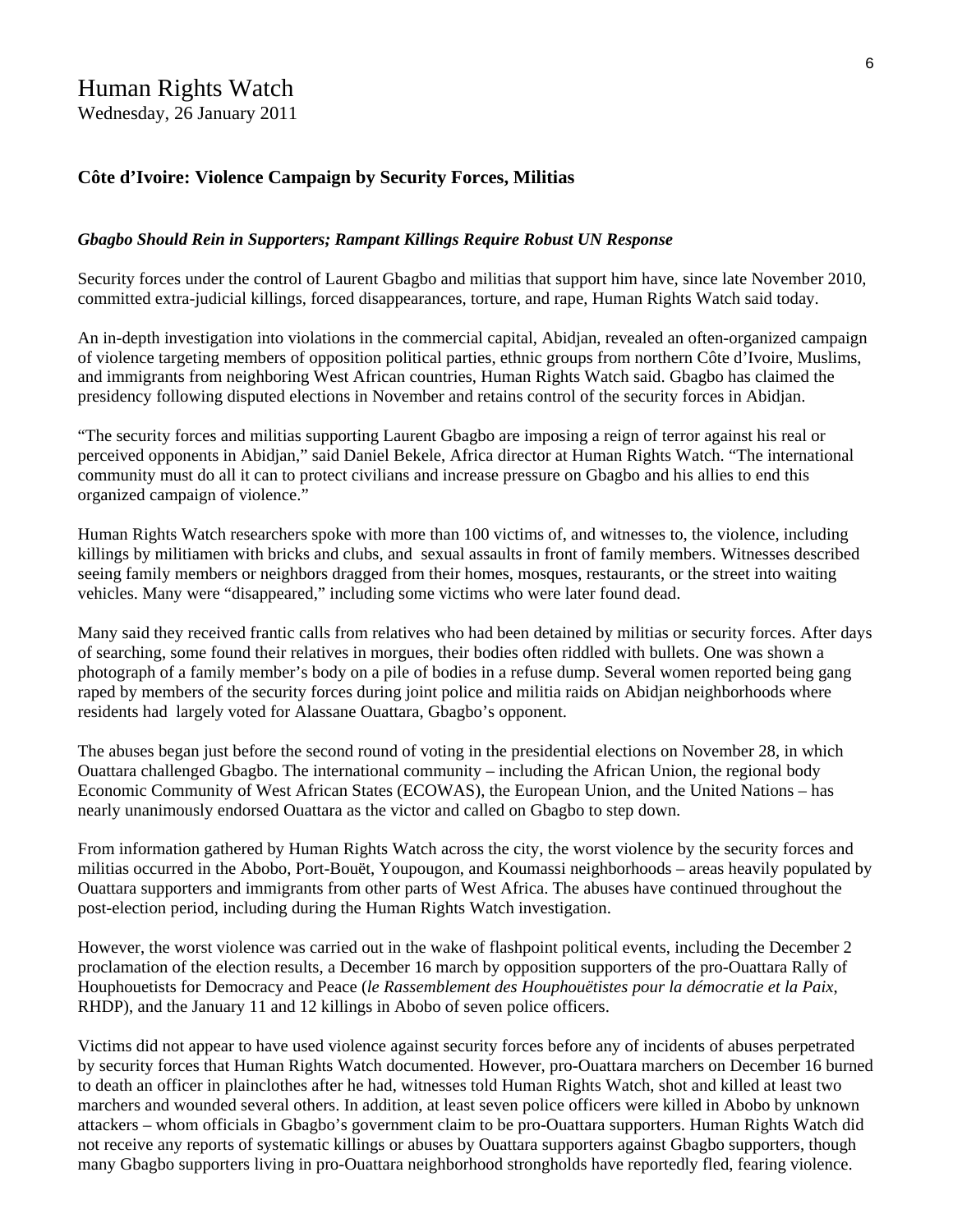# Human Rights Watch

Wednesday, 26 January 2011

## Côte d'Ivoire: Violence Campaign by Security Forces, Militias

***Gbagbo Should Rein in Supporters; Rampant Killings Require Robust UN Response***

Security forces under the control of Laurent Gbagbo and militias that support him have, since late November 2010, committed extra-judicial killings, forced disappearances, torture, and rape, Human Rights Watch said today.

An in-depth investigation into violations in the commercial capital, Abidjan, revealed an often-organized campaign of violence targeting members of opposition political parties, ethnic groups from northern Côte d'Ivoire, Muslims, and immigrants from neighboring West African countries, Human Rights Watch said. Gbagbo has claimed the presidency following disputed elections in November and retains control of the security forces in Abidjan.

"The security forces and militias supporting Laurent Gbagbo are imposing a reign of terror against his real or perceived opponents in Abidjan," said Daniel Bekele, Africa director at Human Rights Watch. "The international community must do all it can to protect civilians and increase pressure on Gbagbo and his allies to end this organized campaign of violence."

Human Rights Watch researchers spoke with more than 100 victims of, and witnesses to, the violence, including killings by militiamen with bricks and clubs, and sexual assaults in front of family members. Witnesses described seeing family members or neighbors dragged from their homes, mosques, restaurants, or the street into waiting vehicles. Many were "disappeared," including some victims who were later found dead.

Many said they received frantic calls from relatives who had been detained by militias or security forces. After days of searching, some found their relatives in morgues, their bodies often riddled with bullets. One was shown a photograph of a family member's body on a pile of bodies in a refuse dump. Several women reported being gang raped by members of the security forces during joint police and militia raids on Abidjan neighborhoods where residents had largely voted for Alassane Ouattara, Gbagbo's opponent.

The abuses began just before the second round of voting in the presidential elections on November 28, in which Ouattara challenged Gbagbo. The international community – including the African Union, the regional body Economic Community of West African States (ECOWAS), the European Union, and the United Nations – has nearly unanimously endorsed Ouattara as the victor and called on Gbagbo to step down.

From information gathered by Human Rights Watch across the city, the worst violence by the security forces and militias occurred in the Abobo, Port-Bouët, Youpougon, and Koumassi neighborhoods – areas heavily populated by Ouattara supporters and immigrants from other parts of West Africa. The abuses have continued throughout the post-election period, including during the Human Rights Watch investigation.

However, the worst violence was carried out in the wake of flashpoint political events, including the December 2 proclamation of the election results, a December 16 march by opposition supporters of the pro-Ouattara Rally of Houphouetists for Democracy and Peace (*le Rassemblement des Houphouëtistes pour la démocratie et la Paix,* RHDP), and the January 11 and 12 killings in Abobo of seven police officers.

Victims did not appear to have used violence against security forces before any of incidents of abuses perpetrated by security forces that Human Rights Watch documented. However, pro-Ouattara marchers on December 16 burned to death an officer in plainclothes after he had, witnesses told Human Rights Watch, shot and killed at least two marchers and wounded several others. In addition, at least seven police officers were killed in Abobo by unknown attackers – whom officials in Gbagbo's government claim to be pro-Ouattara supporters. Human Rights Watch did not receive any reports of systematic killings or abuses by Ouattara supporters against Gbagbo supporters, though many Gbagbo supporters living in pro-Ouattara neighborhood strongholds have reportedly fled, fearing violence.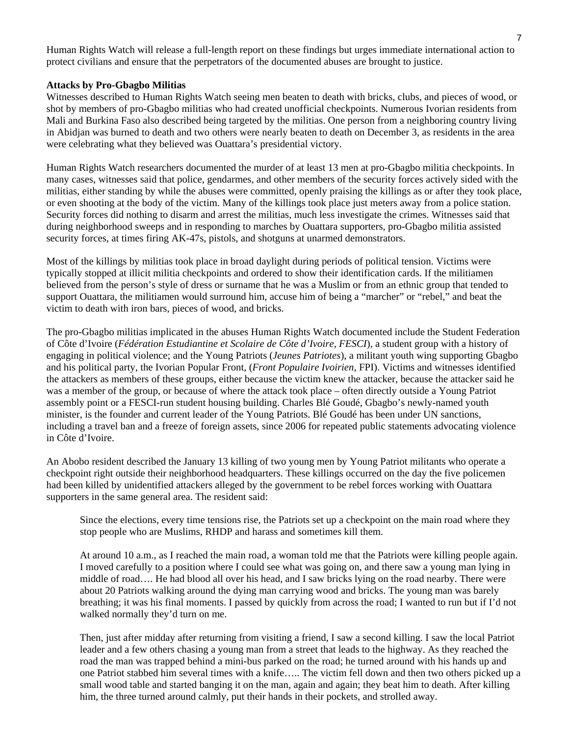Human Rights Watch will release a full-length report on these findings but urges immediate international action to protect civilians and ensure that the perpetrators of the documented abuses are brought to justice.

**Attacks by Pro-Gbagbo Militias**

Witnesses described to Human Rights Watch seeing men beaten to death with bricks, clubs, and pieces of wood, or shot by members of pro-Gbagbo militias who had created unofficial checkpoints. Numerous Ivorian residents from Mali and Burkina Faso also described being targeted by the militias. One person from a neighboring country living in Abidjan was burned to death and two others were nearly beaten to death on December 3, as residents in the area were celebrating what they believed was Ouattara's presidential victory.

Human Rights Watch researchers documented the murder of at least 13 men at pro-Gbagbo militia checkpoints. In many cases, witnesses said that police, gendarmes, and other members of the security forces actively sided with the militias, either standing by while the abuses were committed, openly praising the killings as or after they took place, or even shooting at the body of the victim. Many of the killings took place just meters away from a police station. Security forces did nothing to disarm and arrest the militias, much less investigate the crimes. Witnesses said that during neighborhood sweeps and in responding to marches by Ouattara supporters, pro-Gbagbo militia assisted security forces, at times firing AK-47s, pistols, and shotguns at unarmed demonstrators.

Most of the killings by militias took place in broad daylight during periods of political tension. Victims were typically stopped at illicit militia checkpoints and ordered to show their identification cards. If the militiamen believed from the person's style of dress or surname that he was a Muslim or from an ethnic group that tended to support Ouattara, the militiamen would surround him, accuse him of being a "marcher" or "rebel," and beat the victim to death with iron bars, pieces of wood, and bricks.

The pro-Gbagbo militias implicated in the abuses Human Rights Watch documented include the Student Federation of Côte d'Ivoire (*Fédération Estudiantine et Scolaire de Côte d'Ivoire, FESCI*), a student group with a history of engaging in political violence; and the Young Patriots (*Jeunes Patriotes*), a militant youth wing supporting Gbagbo and his political party, the Ivorian Popular Front, (*Front Populaire Ivoirien*, FPI). Victims and witnesses identified the attackers as members of these groups, either because the victim knew the attacker, because the attacker said he was a member of the group, or because of where the attack took place – often directly outside a Young Patriot assembly point or a FESCI-run student housing building. Charles Blé Goudé, Gbagbo's newly-named youth minister, is the founder and current leader of the Young Patriots. Blé Goudé has been under UN sanctions, including a travel ban and a freeze of foreign assets, since 2006 for repeated public statements advocating violence in Côte d'Ivoire.

An Abobo resident described the January 13 killing of two young men by Young Patriot militants who operate a checkpoint right outside their neighborhood headquarters. These killings occurred on the day the five policemen had been killed by unidentified attackers alleged by the government to be rebel forces working with Ouattara supporters in the same general area. The resident said:

> Since the elections, every time tensions rise, the Patriots set up a checkpoint on the main road where they stop people who are Muslims, RHDP and harass and sometimes kill them.
>
> At around 10 a.m., as I reached the main road, a woman told me that the Patriots were killing people again. I moved carefully to a position where I could see what was going on, and there saw a young man lying in middle of road…. He had blood all over his head, and I saw bricks lying on the road nearby. There were about 20 Patriots walking around the dying man carrying wood and bricks. The young man was barely breathing; it was his final moments. I passed by quickly from across the road; I wanted to run but if I'd not walked normally they'd turn on me.
>
> Then, just after midday after returning from visiting a friend, I saw a second killing. I saw the local Patriot leader and a few others chasing a young man from a street that leads to the highway. As they reached the road the man was trapped behind a mini-bus parked on the road; he turned around with his hands up and one Patriot stabbed him several times with a knife….. The victim fell down and then two others picked up a small wood table and started banging it on the man, again and again; they beat him to death. After killing him, the three turned around calmly, put their hands in their pockets, and strolled away.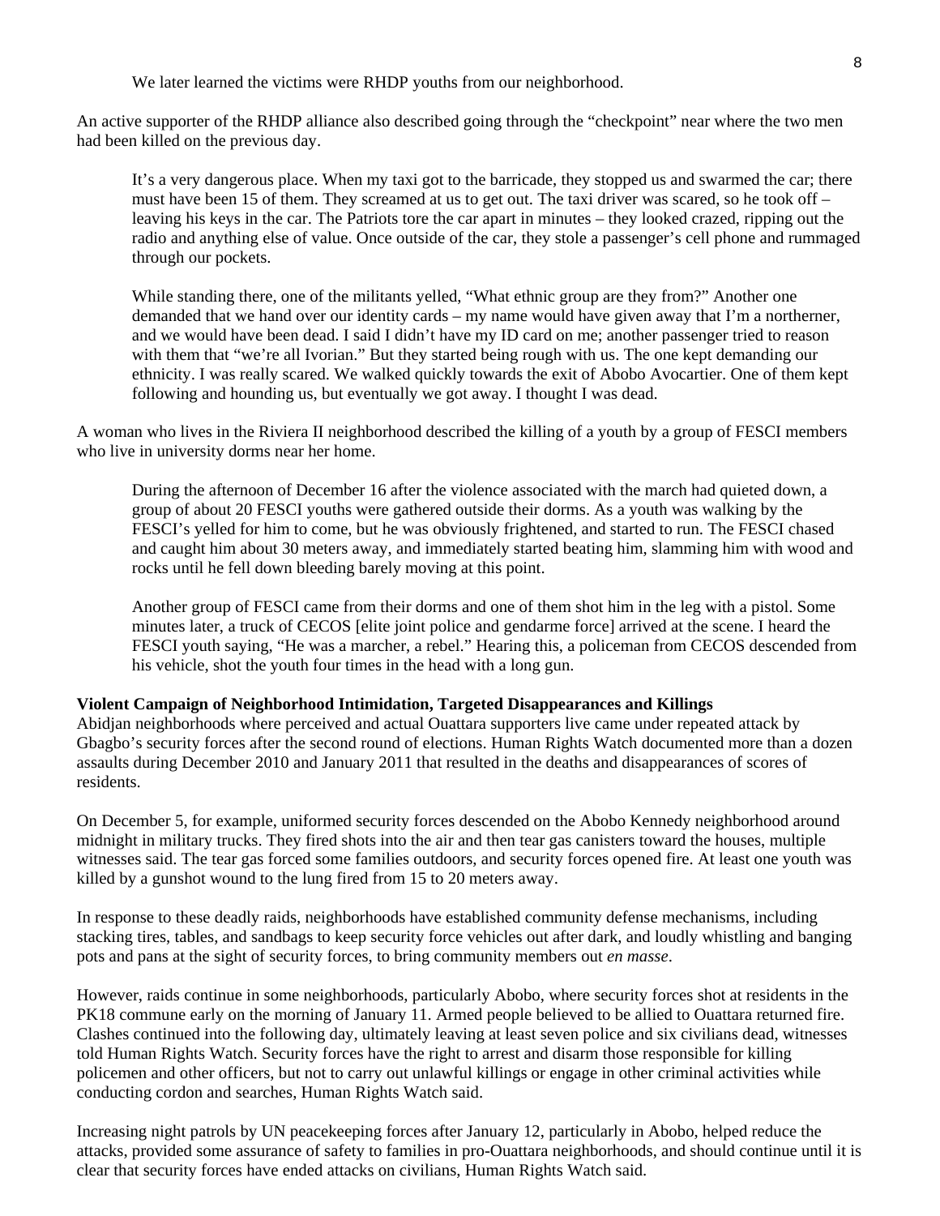> We later learned the victims were RHDP youths from our neighborhood.

An active supporter of the RHDP alliance also described going through the “checkpoint” near where the two men had been killed on the previous day.

> It’s a very dangerous place. When my taxi got to the barricade, they stopped us and swarmed the car; there must have been 15 of them. They screamed at us to get out. The taxi driver was scared, so he took off – leaving his keys in the car. The Patriots tore the car apart in minutes – they looked crazed, ripping out the radio and anything else of value. Once outside of the car, they stole a passenger’s cell phone and rummaged through our pockets.
>
> While standing there, one of the militants yelled, “What ethnic group are they from?” Another one demanded that we hand over our identity cards – my name would have given away that I’m a northerner, and we would have been dead. I said I didn’t have my ID card on me; another passenger tried to reason with them that “we’re all Ivorian.” But they started being rough with us. The one kept demanding our ethnicity. I was really scared. We walked quickly towards the exit of Abobo Avocartier. One of them kept following and hounding us, but eventually we got away. I thought I was dead.

A woman who lives in the Riviera II neighborhood described the killing of a youth by a group of FESCI members who live in university dorms near her home.

> During the afternoon of December 16 after the violence associated with the march had quieted down, a group of about 20 FESCI youths were gathered outside their dorms. As a youth was walking by the FESCI’s yelled for him to come, but he was obviously frightened, and started to run. The FESCI chased and caught him about 30 meters away, and immediately started beating him, slamming him with wood and rocks until he fell down bleeding barely moving at this point.
>
> Another group of FESCI came from their dorms and one of them shot him in the leg with a pistol. Some minutes later, a truck of CECOS [elite joint police and gendarme force] arrived at the scene. I heard the FESCI youth saying, “He was a marcher, a rebel.” Hearing this, a policeman from CECOS descended from his vehicle, shot the youth four times in the head with a long gun.

**Violent Campaign of Neighborhood Intimidation, Targeted Disappearances and Killings**

Abidjan neighborhoods where perceived and actual Ouattara supporters live came under repeated attack by Gbagbo’s security forces after the second round of elections. Human Rights Watch documented more than a dozen assaults during December 2010 and January 2011 that resulted in the deaths and disappearances of scores of residents.

On December 5, for example, uniformed security forces descended on the Abobo Kennedy neighborhood around midnight in military trucks. They fired shots into the air and then tear gas canisters toward the houses, multiple witnesses said. The tear gas forced some families outdoors, and security forces opened fire. At least one youth was killed by a gunshot wound to the lung fired from 15 to 20 meters away.

In response to these deadly raids, neighborhoods have established community defense mechanisms, including stacking tires, tables, and sandbags to keep security force vehicles out after dark, and loudly whistling and banging pots and pans at the sight of security forces, to bring community members out *en masse*.

However, raids continue in some neighborhoods, particularly Abobo, where security forces shot at residents in the PK18 commune early on the morning of January 11. Armed people believed to be allied to Ouattara returned fire. Clashes continued into the following day, ultimately leaving at least seven police and six civilians dead, witnesses told Human Rights Watch. Security forces have the right to arrest and disarm those responsible for killing policemen and other officers, but not to carry out unlawful killings or engage in other criminal activities while conducting cordon and searches, Human Rights Watch said.

Increasing night patrols by UN peacekeeping forces after January 12, particularly in Abobo, helped reduce the attacks, provided some assurance of safety to families in pro-Ouattara neighborhoods, and should continue until it is clear that security forces have ended attacks on civilians, Human Rights Watch said.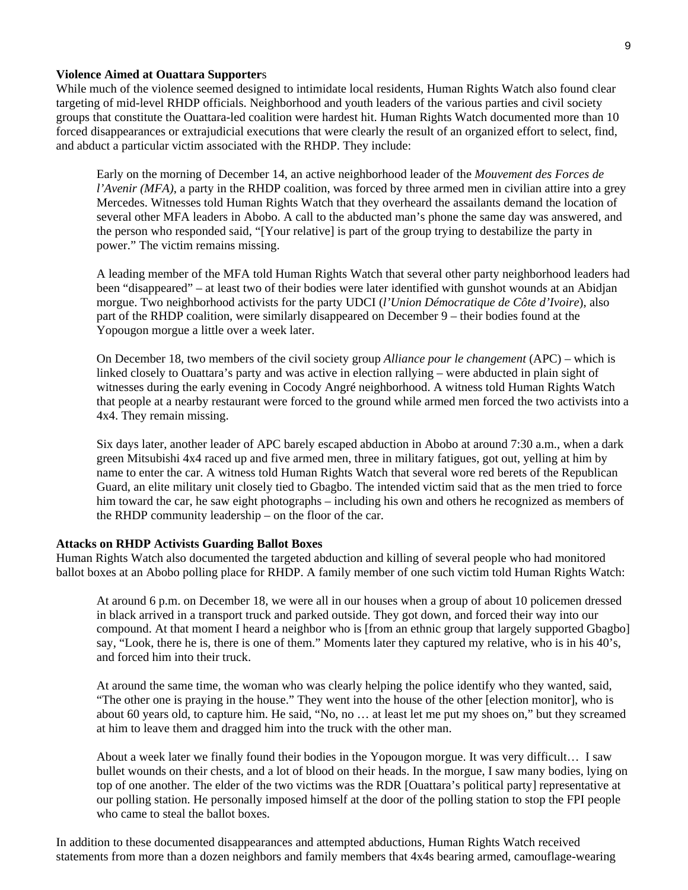**Violence Aimed at Ouattara Supporters**

While much of the violence seemed designed to intimidate local residents, Human Rights Watch also found clear targeting of mid-level RHDP officials. Neighborhood and youth leaders of the various parties and civil society groups that constitute the Ouattara-led coalition were hardest hit. Human Rights Watch documented more than 10 forced disappearances or extrajudicial executions that were clearly the result of an organized effort to select, find, and abduct a particular victim associated with the RHDP. They include:

> Early on the morning of December 14, an active neighborhood leader of the *Mouvement des Forces de l'Avenir (MFA)*, a party in the RHDP coalition, was forced by three armed men in civilian attire into a grey Mercedes. Witnesses told Human Rights Watch that they overheard the assailants demand the location of several other MFA leaders in Abobo. A call to the abducted man's phone the same day was answered, and the person who responded said, "[Your relative] is part of the group trying to destabilize the party in power." The victim remains missing.
>
> A leading member of the MFA told Human Rights Watch that several other party neighborhood leaders had been "disappeared" – at least two of their bodies were later identified with gunshot wounds at an Abidjan morgue. Two neighborhood activists for the party UDCI (*l'Union Démocratique de Côte d'Ivoire*), also part of the RHDP coalition, were similarly disappeared on December 9 – their bodies found at the Yopougon morgue a little over a week later.
>
> On December 18, two members of the civil society group *Alliance pour le changement* (APC) – which is linked closely to Ouattara's party and was active in election rallying – were abducted in plain sight of witnesses during the early evening in Cocody Angré neighborhood. A witness told Human Rights Watch that people at a nearby restaurant were forced to the ground while armed men forced the two activists into a 4x4. They remain missing.
>
> Six days later, another leader of APC barely escaped abduction in Abobo at around 7:30 a.m., when a dark green Mitsubishi 4x4 raced up and five armed men, three in military fatigues, got out, yelling at him by name to enter the car. A witness told Human Rights Watch that several wore red berets of the Republican Guard, an elite military unit closely tied to Gbagbo. The intended victim said that as the men tried to force him toward the car, he saw eight photographs – including his own and others he recognized as members of the RHDP community leadership – on the floor of the car.

**Attacks on RHDP Activists Guarding Ballot Boxes**

Human Rights Watch also documented the targeted abduction and killing of several people who had monitored ballot boxes at an Abobo polling place for RHDP. A family member of one such victim told Human Rights Watch:

> At around 6 p.m. on December 18, we were all in our houses when a group of about 10 policemen dressed in black arrived in a transport truck and parked outside. They got down, and forced their way into our compound. At that moment I heard a neighbor who is [from an ethnic group that largely supported Gbagbo] say, "Look, there he is, there is one of them." Moments later they captured my relative, who is in his 40's, and forced him into their truck.
>
> At around the same time, the woman who was clearly helping the police identify who they wanted, said, "The other one is praying in the house." They went into the house of the other [election monitor], who is about 60 years old, to capture him. He said, "No, no … at least let me put my shoes on," but they screamed at him to leave them and dragged him into the truck with the other man.
>
> About a week later we finally found their bodies in the Yopougon morgue. It was very difficult… I saw bullet wounds on their chests, and a lot of blood on their heads. In the morgue, I saw many bodies, lying on top of one another. The elder of the two victims was the RDR [Ouattara's political party] representative at our polling station. He personally imposed himself at the door of the polling station to stop the FPI people who came to steal the ballot boxes.

In addition to these documented disappearances and attempted abductions, Human Rights Watch received statements from more than a dozen neighbors and family members that 4x4s bearing armed, camouflage-wearing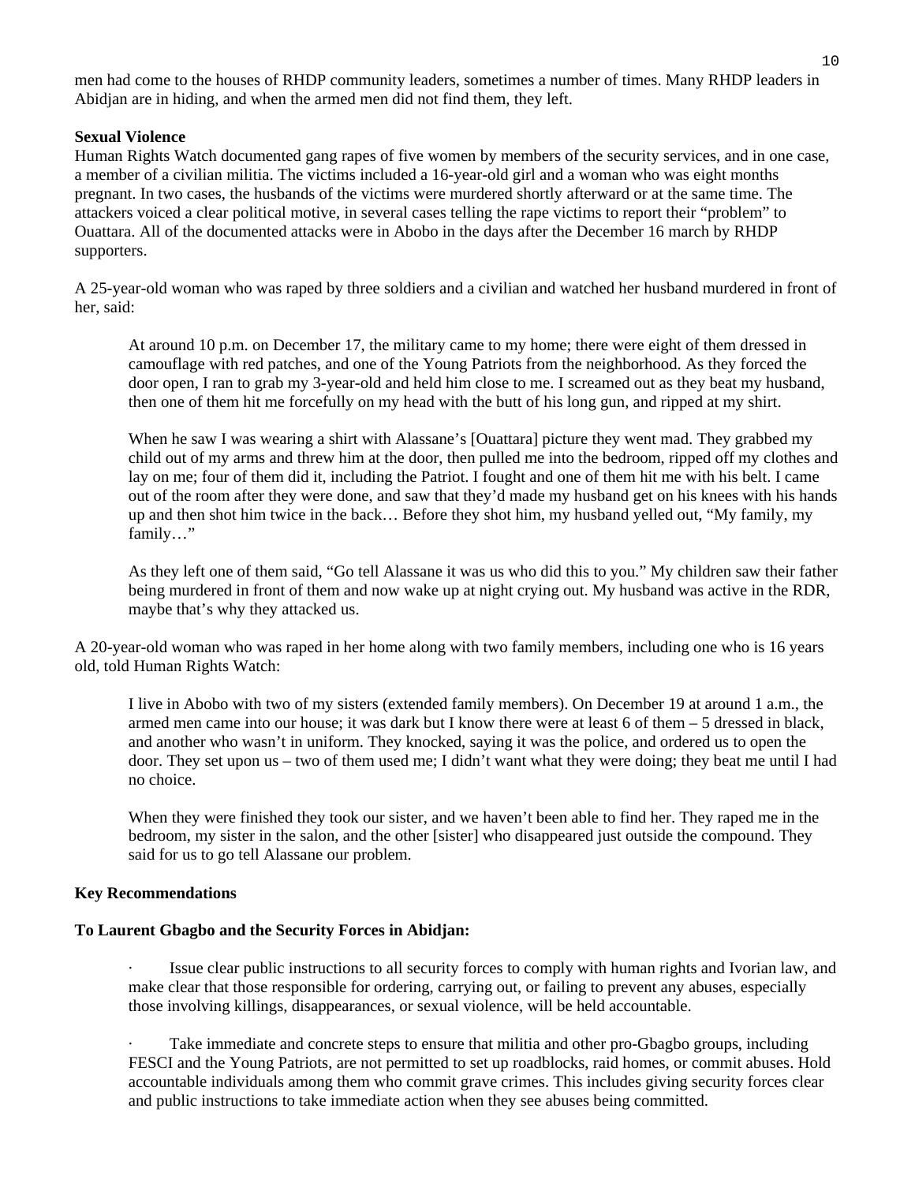men had come to the houses of RHDP community leaders, sometimes a number of times. Many RHDP leaders in Abidjan are in hiding, and when the armed men did not find them, they left.

**Sexual Violence**

Human Rights Watch documented gang rapes of five women by members of the security services, and in one case, a member of a civilian militia. The victims included a 16-year-old girl and a woman who was eight months pregnant. In two cases, the husbands of the victims were murdered shortly afterward or at the same time. The attackers voiced a clear political motive, in several cases telling the rape victims to report their "problem" to Ouattara. All of the documented attacks were in Abobo in the days after the December 16 march by RHDP supporters.

A 25-year-old woman who was raped by three soldiers and a civilian and watched her husband murdered in front of her, said:

> At around 10 p.m. on December 17, the military came to my home; there were eight of them dressed in camouflage with red patches, and one of the Young Patriots from the neighborhood. As they forced the door open, I ran to grab my 3-year-old and held him close to me. I screamed out as they beat my husband, then one of them hit me forcefully on my head with the butt of his long gun, and ripped at my shirt.
>
> When he saw I was wearing a shirt with Alassane's [Ouattara] picture they went mad. They grabbed my child out of my arms and threw him at the door, then pulled me into the bedroom, ripped off my clothes and lay on me; four of them did it, including the Patriot. I fought and one of them hit me with his belt. I came out of the room after they were done, and saw that they'd made my husband get on his knees with his hands up and then shot him twice in the back… Before they shot him, my husband yelled out, "My family, my family…"
>
> As they left one of them said, "Go tell Alassane it was us who did this to you." My children saw their father being murdered in front of them and now wake up at night crying out. My husband was active in the RDR, maybe that's why they attacked us.

A 20-year-old woman who was raped in her home along with two family members, including one who is 16 years old, told Human Rights Watch:

> I live in Abobo with two of my sisters (extended family members). On December 19 at around 1 a.m., the armed men came into our house; it was dark but I know there were at least 6 of them – 5 dressed in black, and another who wasn't in uniform. They knocked, saying it was the police, and ordered us to open the door. They set upon us – two of them used me; I didn't want what they were doing; they beat me until I had no choice.
>
> When they were finished they took our sister, and we haven't been able to find her. They raped me in the bedroom, my sister in the salon, and the other [sister] who disappeared just outside the compound. They said for us to go tell Alassane our problem.

**Key Recommendations**

**To Laurent Gbagbo and the Security Forces in Abidjan:**

- Issue clear public instructions to all security forces to comply with human rights and Ivorian law, and make clear that those responsible for ordering, carrying out, or failing to prevent any abuses, especially those involving killings, disappearances, or sexual violence, will be held accountable.

- Take immediate and concrete steps to ensure that militia and other pro-Gbagbo groups, including FESCI and the Young Patriots, are not permitted to set up roadblocks, raid homes, or commit abuses. Hold accountable individuals among them who commit grave crimes. This includes giving security forces clear and public instructions to take immediate action when they see abuses being committed.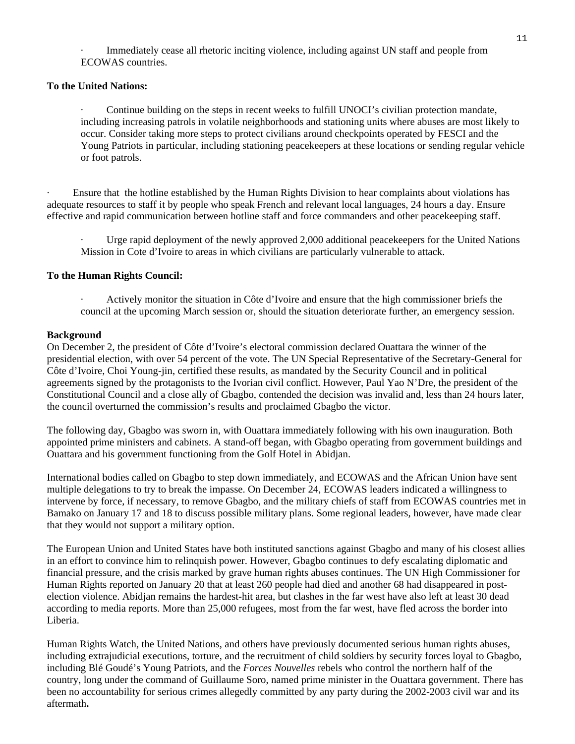- Immediately cease all rhetoric inciting violence, including against UN staff and people from ECOWAS countries.

**To the United Nations:**

- Continue building on the steps in recent weeks to fulfill UNOCI's civilian protection mandate, including increasing patrols in volatile neighborhoods and stationing units where abuses are most likely to occur. Consider taking more steps to protect civilians around checkpoints operated by FESCI and the Young Patriots in particular, including stationing peacekeepers at these locations or sending regular vehicle or foot patrols.

- Ensure that the hotline established by the Human Rights Division to hear complaints about violations has adequate resources to staff it by people who speak French and relevant local languages, 24 hours a day. Ensure effective and rapid communication between hotline staff and force commanders and other peacekeeping staff.

- Urge rapid deployment of the newly approved 2,000 additional peacekeepers for the United Nations Mission in Cote d'Ivoire to areas in which civilians are particularly vulnerable to attack.

**To the Human Rights Council:**

- Actively monitor the situation in Côte d'Ivoire and ensure that the high commissioner briefs the council at the upcoming March session or, should the situation deteriorate further, an emergency session.

**Background**

On December 2, the president of Côte d'Ivoire's electoral commission declared Ouattara the winner of the presidential election, with over 54 percent of the vote. The UN Special Representative of the Secretary-General for Côte d'Ivoire, Choi Young-jin, certified these results, as mandated by the Security Council and in political agreements signed by the protagonists to the Ivorian civil conflict. However, Paul Yao N'Dre, the president of the Constitutional Council and a close ally of Gbagbo, contended the decision was invalid and, less than 24 hours later, the council overturned the commission's results and proclaimed Gbagbo the victor.

The following day, Gbagbo was sworn in, with Ouattara immediately following with his own inauguration. Both appointed prime ministers and cabinets. A stand-off began, with Gbagbo operating from government buildings and Ouattara and his government functioning from the Golf Hotel in Abidjan.

International bodies called on Gbagbo to step down immediately, and ECOWAS and the African Union have sent multiple delegations to try to break the impasse. On December 24, ECOWAS leaders indicated a willingness to intervene by force, if necessary, to remove Gbagbo, and the military chiefs of staff from ECOWAS countries met in Bamako on January 17 and 18 to discuss possible military plans. Some regional leaders, however, have made clear that they would not support a military option.

The European Union and United States have both instituted sanctions against Gbagbo and many of his closest allies in an effort to convince him to relinquish power. However, Gbagbo continues to defy escalating diplomatic and financial pressure, and the crisis marked by grave human rights abuses continues. The UN High Commissioner for Human Rights reported on January 20 that at least 260 people had died and another 68 had disappeared in post-election violence. Abidjan remains the hardest-hit area, but clashes in the far west have also left at least 30 dead according to media reports. More than 25,000 refugees, most from the far west, have fled across the border into Liberia.

Human Rights Watch, the United Nations, and others have previously documented serious human rights abuses, including extrajudicial executions, torture, and the recruitment of child soldiers by security forces loyal to Gbagbo, including Blé Goudé's Young Patriots, and the *Forces Nouvelles* rebels who control the northern half of the country, long under the command of Guillaume Soro, named prime minister in the Ouattara government. There has been no accountability for serious crimes allegedly committed by any party during the 2002-2003 civil war and its aftermath**.**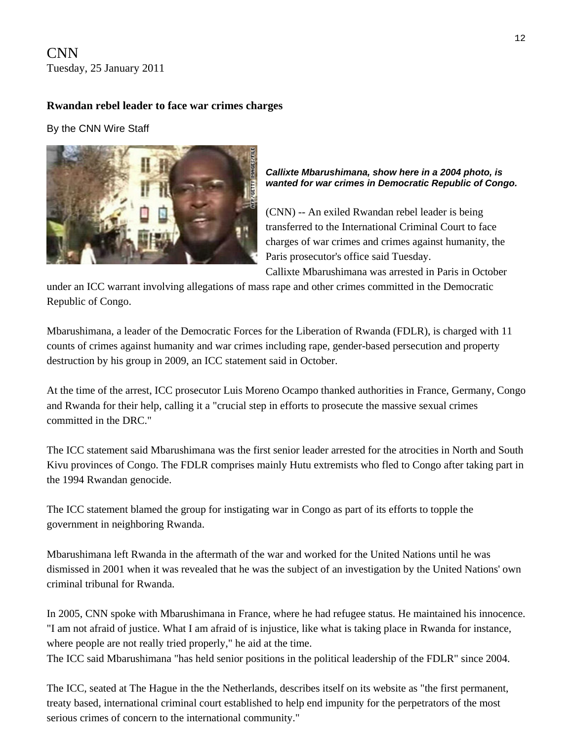CNN
Tuesday, 25 January 2011

**Rwandan rebel leader to face war crimes charges**

By the CNN Wire Staff

***Callixte Mbarushimana, show here in a 2004 photo, is wanted for war crimes in Democratic Republic of Congo.***

(CNN) -- An exiled Rwandan rebel leader is being transferred to the International Criminal Court to face charges of war crimes and crimes against humanity, the Paris prosecutor's office said Tuesday.
Callixte Mbarushimana was arrested in Paris in October under an ICC warrant involving allegations of mass rape and other crimes committed in the Democratic Republic of Congo.

Mbarushimana, a leader of the Democratic Forces for the Liberation of Rwanda (FDLR), is charged with 11 counts of crimes against humanity and war crimes including rape, gender-based persecution and property destruction by his group in 2009, an ICC statement said in October.

At the time of the arrest, ICC prosecutor Luis Moreno Ocampo thanked authorities in France, Germany, Congo and Rwanda for their help, calling it a "crucial step in efforts to prosecute the massive sexual crimes committed in the DRC."

The ICC statement said Mbarushimana was the first senior leader arrested for the atrocities in North and South Kivu provinces of Congo. The FDLR comprises mainly Hutu extremists who fled to Congo after taking part in the 1994 Rwandan genocide.

The ICC statement blamed the group for instigating war in Congo as part of its efforts to topple the government in neighboring Rwanda.

Mbarushimana left Rwanda in the aftermath of the war and worked for the United Nations until he was dismissed in 2001 when it was revealed that he was the subject of an investigation by the United Nations' own criminal tribunal for Rwanda.

In 2005, CNN spoke with Mbarushimana in France, where he had refugee status. He maintained his innocence. "I am not afraid of justice. What I am afraid of is injustice, like what is taking place in Rwanda for instance, where people are not really tried properly," he aid at the time.
The ICC said Mbarushimana "has held senior positions in the political leadership of the FDLR" since 2004.

The ICC, seated at The Hague in the the Netherlands, describes itself on its website as "the first permanent, treaty based, international criminal court established to help end impunity for the perpetrators of the most serious crimes of concern to the international community."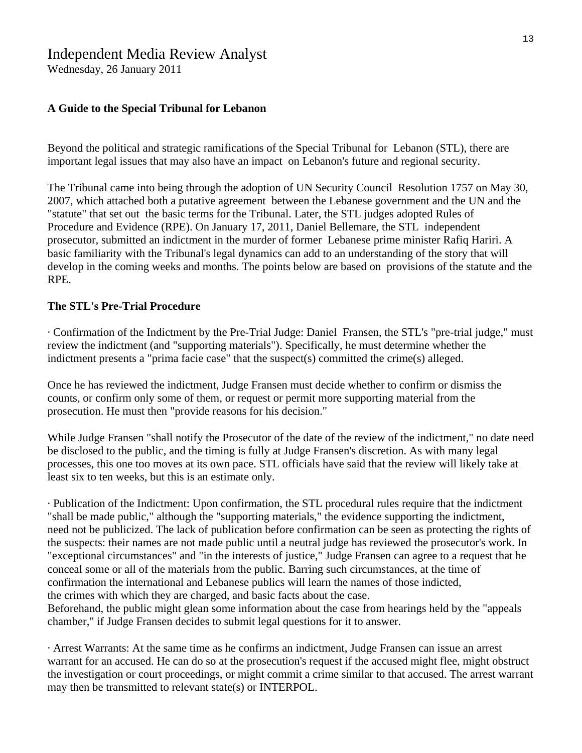# Independent Media Review Analyst

Wednesday, 26 January 2011

**A Guide to the Special Tribunal for Lebanon**

Beyond the political and strategic ramifications of the Special Tribunal for Lebanon (STL), there are important legal issues that may also have an impact on Lebanon's future and regional security.

The Tribunal came into being through the adoption of UN Security Council Resolution 1757 on May 30, 2007, which attached both a putative agreement between the Lebanese government and the UN and the "statute" that set out the basic terms for the Tribunal. Later, the STL judges adopted Rules of Procedure and Evidence (RPE). On January 17, 2011, Daniel Bellemare, the STL independent prosecutor, submitted an indictment in the murder of former Lebanese prime minister Rafiq Hariri. A basic familiarity with the Tribunal's legal dynamics can add to an understanding of the story that will develop in the coming weeks and months. The points below are based on provisions of the statute and the RPE.

**The STL's Pre-Trial Procedure**

· Confirmation of the Indictment by the Pre-Trial Judge: Daniel Fransen, the STL's "pre-trial judge," must review the indictment (and "supporting materials"). Specifically, he must determine whether the indictment presents a "prima facie case" that the suspect(s) committed the crime(s) alleged.

Once he has reviewed the indictment, Judge Fransen must decide whether to confirm or dismiss the counts, or confirm only some of them, or request or permit more supporting material from the prosecution. He must then "provide reasons for his decision."

While Judge Fransen "shall notify the Prosecutor of the date of the review of the indictment," no date need be disclosed to the public, and the timing is fully at Judge Fransen's discretion. As with many legal processes, this one too moves at its own pace. STL officials have said that the review will likely take at least six to ten weeks, but this is an estimate only.

· Publication of the Indictment: Upon confirmation, the STL procedural rules require that the indictment "shall be made public," although the "supporting materials," the evidence supporting the indictment, need not be publicized. The lack of publication before confirmation can be seen as protecting the rights of the suspects: their names are not made public until a neutral judge has reviewed the prosecutor's work. In "exceptional circumstances" and "in the interests of justice," Judge Fransen can agree to a request that he conceal some or all of the materials from the public. Barring such circumstances, at the time of confirmation the international and Lebanese publics will learn the names of those indicted, the crimes with which they are charged, and basic facts about the case.
Beforehand, the public might glean some information about the case from hearings held by the "appeals chamber," if Judge Fransen decides to submit legal questions for it to answer.

· Arrest Warrants: At the same time as he confirms an indictment, Judge Fransen can issue an arrest warrant for an accused. He can do so at the prosecution's request if the accused might flee, might obstruct the investigation or court proceedings, or might commit a crime similar to that accused. The arrest warrant may then be transmitted to relevant state(s) or INTERPOL.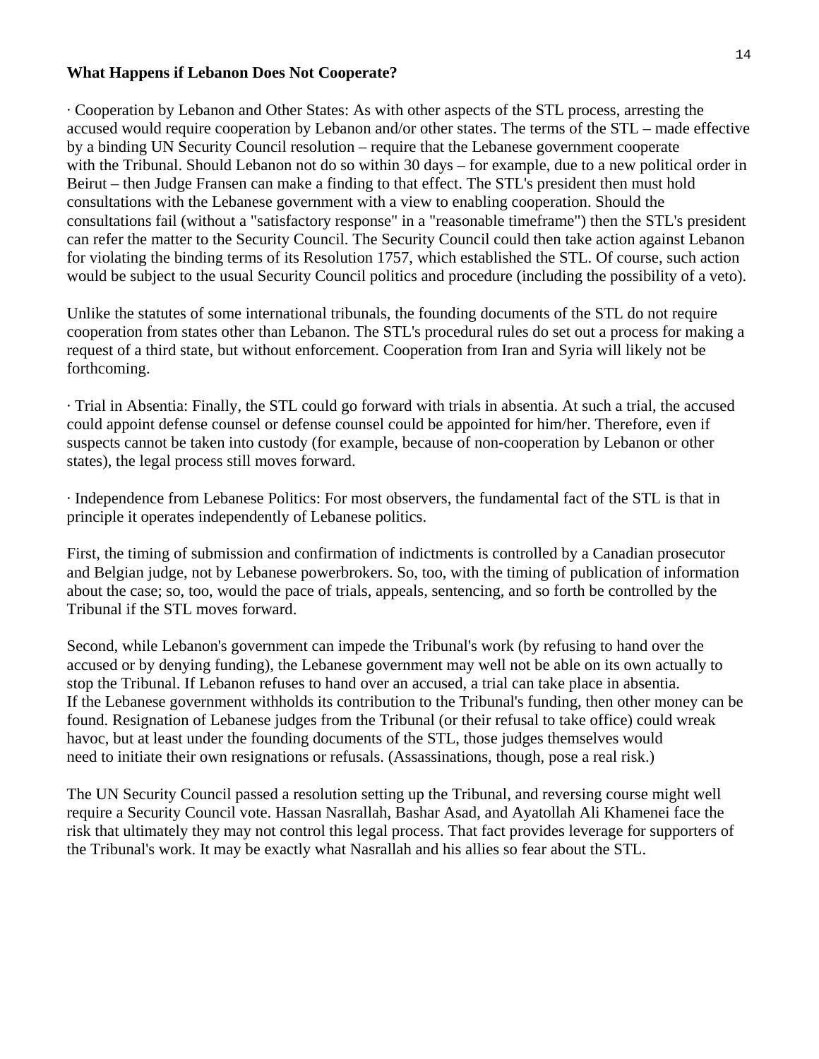**What Happens if Lebanon Does Not Cooperate?**

· Cooperation by Lebanon and Other States: As with other aspects of the STL process, arresting the accused would require cooperation by Lebanon and/or other states. The terms of the STL – made effective by a binding UN Security Council resolution – require that the Lebanese government cooperate with the Tribunal. Should Lebanon not do so within 30 days – for example, due to a new political order in Beirut – then Judge Fransen can make a finding to that effect. The STL's president then must hold consultations with the Lebanese government with a view to enabling cooperation. Should the consultations fail (without a "satisfactory response" in a "reasonable timeframe") then the STL's president can refer the matter to the Security Council. The Security Council could then take action against Lebanon for violating the binding terms of its Resolution 1757, which established the STL. Of course, such action would be subject to the usual Security Council politics and procedure (including the possibility of a veto).

Unlike the statutes of some international tribunals, the founding documents of the STL do not require cooperation from states other than Lebanon. The STL's procedural rules do set out a process for making a request of a third state, but without enforcement. Cooperation from Iran and Syria will likely not be forthcoming.

· Trial in Absentia: Finally, the STL could go forward with trials in absentia. At such a trial, the accused could appoint defense counsel or defense counsel could be appointed for him/her. Therefore, even if suspects cannot be taken into custody (for example, because of non-cooperation by Lebanon or other states), the legal process still moves forward.

· Independence from Lebanese Politics: For most observers, the fundamental fact of the STL is that in principle it operates independently of Lebanese politics.

First, the timing of submission and confirmation of indictments is controlled by a Canadian prosecutor and Belgian judge, not by Lebanese powerbrokers. So, too, with the timing of publication of information about the case; so, too, would the pace of trials, appeals, sentencing, and so forth be controlled by the Tribunal if the STL moves forward.

Second, while Lebanon's government can impede the Tribunal's work (by refusing to hand over the accused or by denying funding), the Lebanese government may well not be able on its own actually to stop the Tribunal. If Lebanon refuses to hand over an accused, a trial can take place in absentia. If the Lebanese government withholds its contribution to the Tribunal's funding, then other money can be found. Resignation of Lebanese judges from the Tribunal (or their refusal to take office) could wreak havoc, but at least under the founding documents of the STL, those judges themselves would need to initiate their own resignations or refusals. (Assassinations, though, pose a real risk.)

The UN Security Council passed a resolution setting up the Tribunal, and reversing course might well require a Security Council vote. Hassan Nasrallah, Bashar Asad, and Ayatollah Ali Khamenei face the risk that ultimately they may not control this legal process. That fact provides leverage for supporters of the Tribunal's work. It may be exactly what Nasrallah and his allies so fear about the STL.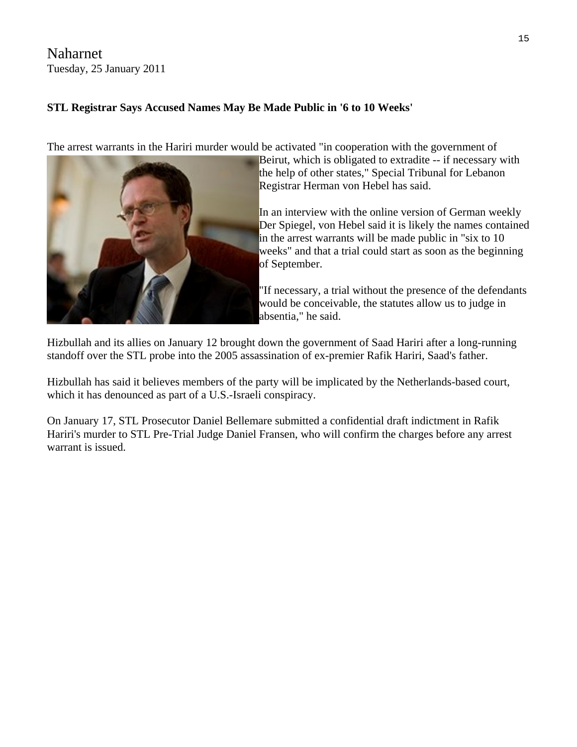Naharnet
Tuesday, 25 January 2011

**STL Registrar Says Accused Names May Be Made Public in '6 to 10 Weeks'**

The arrest warrants in the Hariri murder would be activated "in cooperation with the government of Beirut, which is obligated to extradite -- if necessary with the help of other states," Special Tribunal for Lebanon Registrar Herman von Hebel has said.

In an interview with the online version of German weekly Der Spiegel, von Hebel said it is likely the names contained in the arrest warrants will be made public in "six to 10 weeks" and that a trial could start as soon as the beginning of September.

"If necessary, a trial without the presence of the defendants would be conceivable, the statutes allow us to judge in absentia," he said.

Hizbullah and its allies on January 12 brought down the government of Saad Hariri after a long-running standoff over the STL probe into the 2005 assassination of ex-premier Rafik Hariri, Saad's father.

Hizbullah has said it believes members of the party will be implicated by the Netherlands-based court, which it has denounced as part of a U.S.-Israeli conspiracy.

On January 17, STL Prosecutor Daniel Bellemare submitted a confidential draft indictment in Rafik Hariri's murder to STL Pre-Trial Judge Daniel Fransen, who will confirm the charges before any arrest warrant is issued.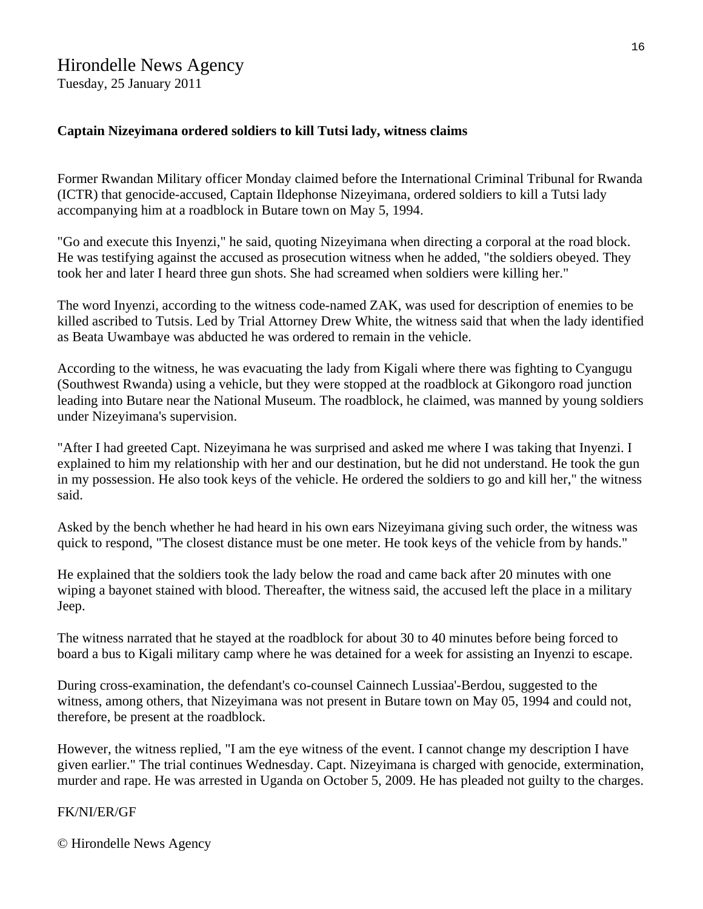Hirondelle News Agency
Tuesday, 25 January 2011

**Captain Nizeyimana ordered soldiers to kill Tutsi lady, witness claims**

Former Rwandan Military officer Monday claimed before the International Criminal Tribunal for Rwanda (ICTR) that genocide-accused, Captain Ildephonse Nizeyimana, ordered soldiers to kill a Tutsi lady accompanying him at a roadblock in Butare town on May 5, 1994.

"Go and execute this Inyenzi," he said, quoting Nizeyimana when directing a corporal at the road block. He was testifying against the accused as prosecution witness when he added, "the soldiers obeyed. They took her and later I heard three gun shots. She had screamed when soldiers were killing her."

The word Inyenzi, according to the witness code-named ZAK, was used for description of enemies to be killed ascribed to Tutsis. Led by Trial Attorney Drew White, the witness said that when the lady identified as Beata Uwambaye was abducted he was ordered to remain in the vehicle.

According to the witness, he was evacuating the lady from Kigali where there was fighting to Cyangugu (Southwest Rwanda) using a vehicle, but they were stopped at the roadblock at Gikongoro road junction leading into Butare near the National Museum. The roadblock, he claimed, was manned by young soldiers under Nizeyimana's supervision.

"After I had greeted Capt. Nizeyimana he was surprised and asked me where I was taking that Inyenzi. I explained to him my relationship with her and our destination, but he did not understand. He took the gun in my possession. He also took keys of the vehicle. He ordered the soldiers to go and kill her," the witness said.

Asked by the bench whether he had heard in his own ears Nizeyimana giving such order, the witness was quick to respond, "The closest distance must be one meter. He took keys of the vehicle from by hands."

He explained that the soldiers took the lady below the road and came back after 20 minutes with one wiping a bayonet stained with blood. Thereafter, the witness said, the accused left the place in a military Jeep.

The witness narrated that he stayed at the roadblock for about 30 to 40 minutes before being forced to board a bus to Kigali military camp where he was detained for a week for assisting an Inyenzi to escape.

During cross-examination, the defendant's co-counsel Cainnech Lussiaa'-Berdou, suggested to the witness, among others, that Nizeyimana was not present in Butare town on May 05, 1994 and could not, therefore, be present at the roadblock.

However, the witness replied, "I am the eye witness of the event. I cannot change my description I have given earlier." The trial continues Wednesday. Capt. Nizeyimana is charged with genocide, extermination, murder and rape. He was arrested in Uganda on October 5, 2009. He has pleaded not guilty to the charges.

FK/NI/ER/GF

© Hirondelle News Agency